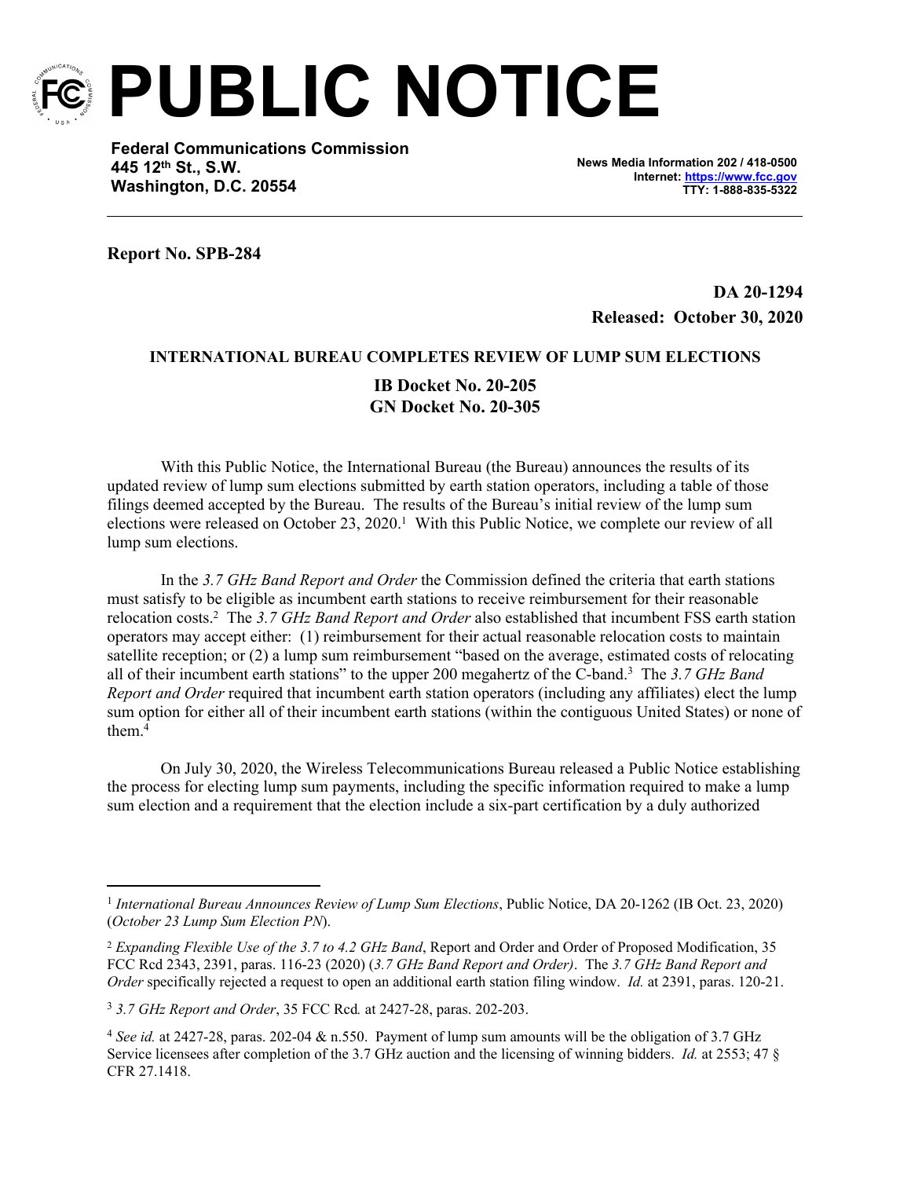# PUBLIC NOTICE

**Federal Communications Commission**
**445 12th St., S.W.**
**Washington, D.C. 20554**

**News Media Information 202 / 418-0500**
**Internet: https://www.fcc.gov**
**TTY: 1-888-835-5322**

**Report No. SPB-284**

**DA 20-1294**
**Released: October 30, 2020**

**INTERNATIONAL BUREAU COMPLETES REVIEW OF LUMP SUM ELECTIONS**

**IB Docket No. 20-205**
**GN Docket No. 20-305**

With this Public Notice, the International Bureau (the Bureau) announces the results of its updated review of lump sum elections submitted by earth station operators, including a table of those filings deemed accepted by the Bureau. The results of the Bureau's initial review of the lump sum elections were released on October 23, 2020.[1] With this Public Notice, we complete our review of all lump sum elections.

In the *3.7 GHz Band Report and Order* the Commission defined the criteria that earth stations must satisfy to be eligible as incumbent earth stations to receive reimbursement for their reasonable relocation costs.[2] The *3.7 GHz Band Report and Order* also established that incumbent FSS earth station operators may accept either: (1) reimbursement for their actual reasonable relocation costs to maintain satellite reception; or (2) a lump sum reimbursement "based on the average, estimated costs of relocating all of their incumbent earth stations" to the upper 200 megahertz of the C-band.[3] The *3.7 GHz Band Report and Order* required that incumbent earth station operators (including any affiliates) elect the lump sum option for either all of their incumbent earth stations (within the contiguous United States) or none of them.[4]

On July 30, 2020, the Wireless Telecommunications Bureau released a Public Notice establishing the process for electing lump sum payments, including the specific information required to make a lump sum election and a requirement that the election include a six-part certification by a duly authorized

---

[1] *International Bureau Announces Review of Lump Sum Elections*, Public Notice, DA 20-1262 (IB Oct. 23, 2020) (*October 23 Lump Sum Election PN*).

[2] *Expanding Flexible Use of the 3.7 to 4.2 GHz Band*, Report and Order and Order of Proposed Modification, 35 FCC Rcd 2343, 2391, paras. 116-23 (2020) (*3.7 GHz Band Report and Order)*. The *3.7 GHz Band Report and Order* specifically rejected a request to open an additional earth station filing window. *Id.* at 2391, paras. 120-21.

[3] *3.7 GHz Report and Order*, 35 FCC Rcd*.* at 2427-28, paras. 202-203.

[4] *See id.* at 2427-28, paras. 202-04 & n.550. Payment of lump sum amounts will be the obligation of 3.7 GHz Service licensees after completion of the 3.7 GHz auction and the licensing of winning bidders. *Id.* at 2553; 47 § CFR 27.1418.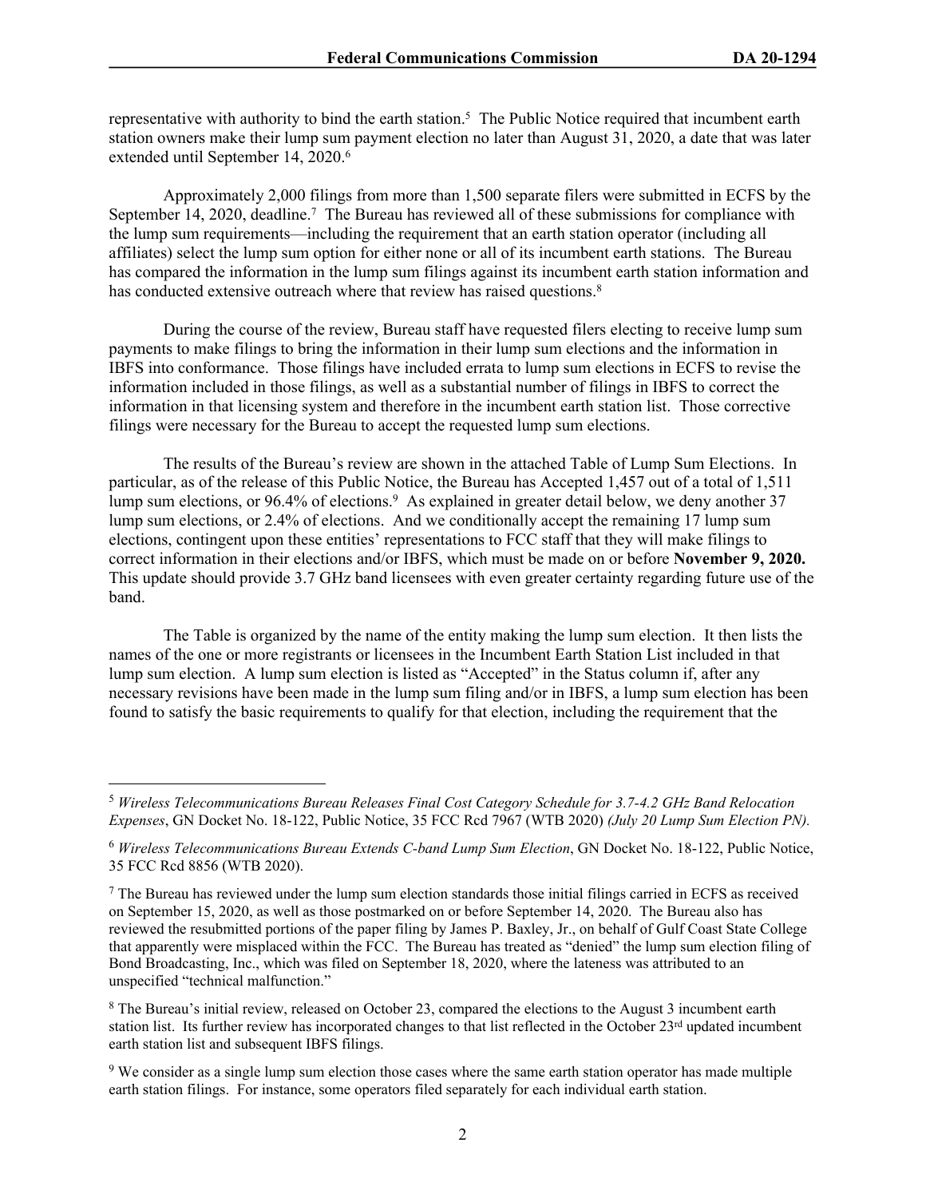representative with authority to bind the earth station.[5] The Public Notice required that incumbent earth station owners make their lump sum payment election no later than August 31, 2020, a date that was later extended until September 14, 2020.[6]

Approximately 2,000 filings from more than 1,500 separate filers were submitted in ECFS by the September 14, 2020, deadline.[7] The Bureau has reviewed all of these submissions for compliance with the lump sum requirements—including the requirement that an earth station operator (including all affiliates) select the lump sum option for either none or all of its incumbent earth stations. The Bureau has compared the information in the lump sum filings against its incumbent earth station information and has conducted extensive outreach where that review has raised questions.[8]

During the course of the review, Bureau staff have requested filers electing to receive lump sum payments to make filings to bring the information in their lump sum elections and the information in IBFS into conformance. Those filings have included errata to lump sum elections in ECFS to revise the information included in those filings, as well as a substantial number of filings in IBFS to correct the information in that licensing system and therefore in the incumbent earth station list. Those corrective filings were necessary for the Bureau to accept the requested lump sum elections.

The results of the Bureau's review are shown in the attached Table of Lump Sum Elections. In particular, as of the release of this Public Notice, the Bureau has Accepted 1,457 out of a total of 1,511 lump sum elections, or 96.4% of elections.[9] As explained in greater detail below, we deny another 37 lump sum elections, or 2.4% of elections. And we conditionally accept the remaining 17 lump sum elections, contingent upon these entities' representations to FCC staff that they will make filings to correct information in their elections and/or IBFS, which must be made on or before **November 9, 2020.** This update should provide 3.7 GHz band licensees with even greater certainty regarding future use of the band.

The Table is organized by the name of the entity making the lump sum election. It then lists the names of the one or more registrants or licensees in the Incumbent Earth Station List included in that lump sum election. A lump sum election is listed as "Accepted" in the Status column if, after any necessary revisions have been made in the lump sum filing and/or in IBFS, a lump sum election has been found to satisfy the basic requirements to qualify for that election, including the requirement that the

---

[5] *Wireless Telecommunications Bureau Releases Final Cost Category Schedule for 3.7-4.2 GHz Band Relocation Expenses*, GN Docket No. 18-122, Public Notice, 35 FCC Rcd 7967 (WTB 2020) *(July 20 Lump Sum Election PN).*

[6] *Wireless Telecommunications Bureau Extends C-band Lump Sum Election*, GN Docket No. 18-122, Public Notice, 35 FCC Rcd 8856 (WTB 2020).

[7] The Bureau has reviewed under the lump sum election standards those initial filings carried in ECFS as received on September 15, 2020, as well as those postmarked on or before September 14, 2020. The Bureau also has reviewed the resubmitted portions of the paper filing by James P. Baxley, Jr., on behalf of Gulf Coast State College that apparently were misplaced within the FCC. The Bureau has treated as "denied" the lump sum election filing of Bond Broadcasting, Inc., which was filed on September 18, 2020, where the lateness was attributed to an unspecified "technical malfunction."

[8] The Bureau's initial review, released on October 23, compared the elections to the August 3 incumbent earth station list. Its further review has incorporated changes to that list reflected in the October 23rd updated incumbent earth station list and subsequent IBFS filings.

[9] We consider as a single lump sum election those cases where the same earth station operator has made multiple earth station filings. For instance, some operators filed separately for each individual earth station.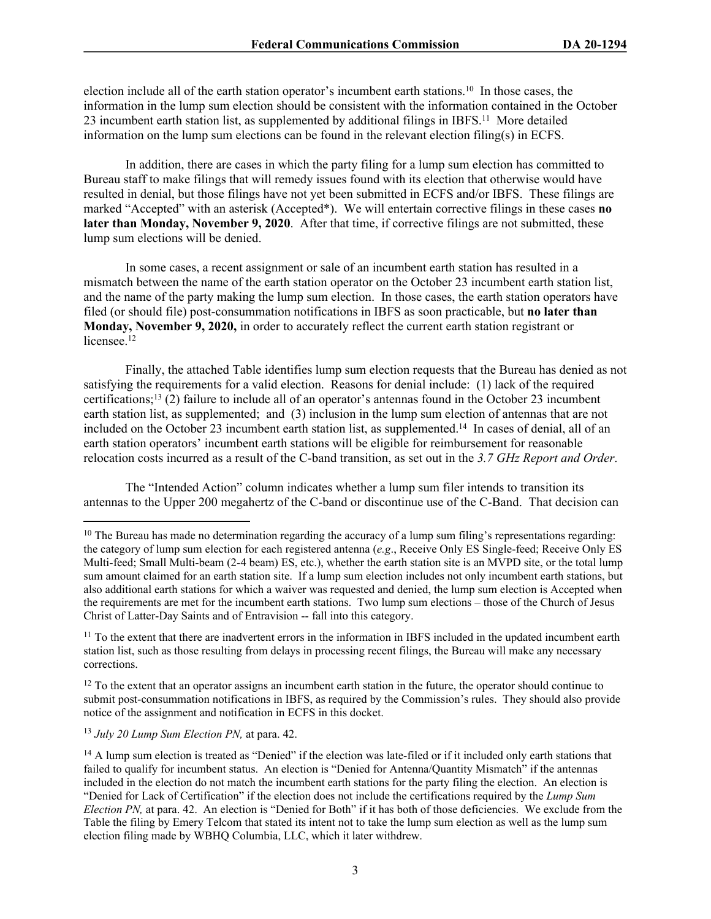election include all of the earth station operator's incumbent earth stations.[10] In those cases, the information in the lump sum election should be consistent with the information contained in the October 23 incumbent earth station list, as supplemented by additional filings in IBFS.[11] More detailed information on the lump sum elections can be found in the relevant election filing(s) in ECFS.

In addition, there are cases in which the party filing for a lump sum election has committed to Bureau staff to make filings that will remedy issues found with its election that otherwise would have resulted in denial, but those filings have not yet been submitted in ECFS and/or IBFS. These filings are marked "Accepted" with an asterisk (Accepted*). We will entertain corrective filings in these cases **no later than Monday, November 9, 2020**. After that time, if corrective filings are not submitted, these lump sum elections will be denied.

In some cases, a recent assignment or sale of an incumbent earth station has resulted in a mismatch between the name of the earth station operator on the October 23 incumbent earth station list, and the name of the party making the lump sum election. In those cases, the earth station operators have filed (or should file) post-consummation notifications in IBFS as soon practicable, but **no later than Monday, November 9, 2020,** in order to accurately reflect the current earth station registrant or licensee.[12]

Finally, the attached Table identifies lump sum election requests that the Bureau has denied as not satisfying the requirements for a valid election. Reasons for denial include: (1) lack of the required certifications;[13] (2) failure to include all of an operator's antennas found in the October 23 incumbent earth station list, as supplemented; and (3) inclusion in the lump sum election of antennas that are not included on the October 23 incumbent earth station list, as supplemented.[14] In cases of denial, all of an earth station operators' incumbent earth stations will be eligible for reimbursement for reasonable relocation costs incurred as a result of the C-band transition, as set out in the *3.7 GHz Report and Order*.

The "Intended Action" column indicates whether a lump sum filer intends to transition its antennas to the Upper 200 megahertz of the C-band or discontinue use of the C-Band. That decision can

---

[10] The Bureau has made no determination regarding the accuracy of a lump sum filing's representations regarding: the category of lump sum election for each registered antenna (*e.g*., Receive Only ES Single-feed; Receive Only ES Multi-feed; Small Multi-beam (2-4 beam) ES, etc.), whether the earth station site is an MVPD site, or the total lump sum amount claimed for an earth station site. If a lump sum election includes not only incumbent earth stations, but also additional earth stations for which a waiver was requested and denied, the lump sum election is Accepted when the requirements are met for the incumbent earth stations. Two lump sum elections – those of the Church of Jesus Christ of Latter-Day Saints and of Entravision -- fall into this category.

[11] To the extent that there are inadvertent errors in the information in IBFS included in the updated incumbent earth station list, such as those resulting from delays in processing recent filings, the Bureau will make any necessary corrections.

[12] To the extent that an operator assigns an incumbent earth station in the future, the operator should continue to submit post-consummation notifications in IBFS, as required by the Commission's rules. They should also provide notice of the assignment and notification in ECFS in this docket.

[13] *July 20 Lump Sum Election PN,* at para. 42.

[14] A lump sum election is treated as "Denied" if the election was late-filed or if it included only earth stations that failed to qualify for incumbent status. An election is "Denied for Antenna/Quantity Mismatch" if the antennas included in the election do not match the incumbent earth stations for the party filing the election. An election is "Denied for Lack of Certification" if the election does not include the certifications required by the *Lump Sum Election PN,* at para. 42. An election is "Denied for Both" if it has both of those deficiencies. We exclude from the Table the filing by Emery Telcom that stated its intent not to take the lump sum election as well as the lump sum election filing made by WBHQ Columbia, LLC, which it later withdrew.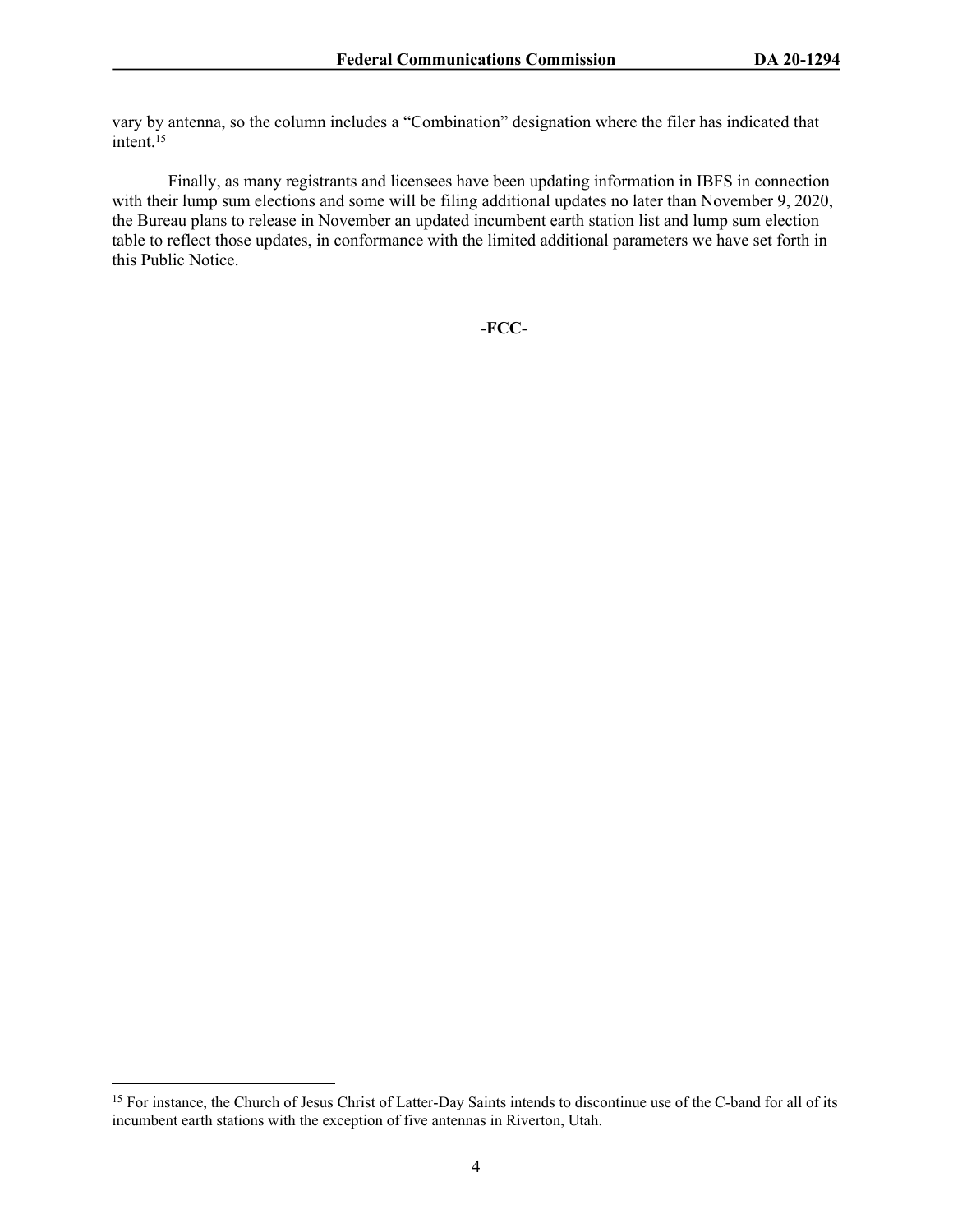vary by antenna, so the column includes a "Combination" designation where the filer has indicated that intent.[15]

Finally, as many registrants and licensees have been updating information in IBFS in connection with their lump sum elections and some will be filing additional updates no later than November 9, 2020, the Bureau plans to release in November an updated incumbent earth station list and lump sum election table to reflect those updates, in conformance with the limited additional parameters we have set forth in this Public Notice.

**-FCC-**

[15] For instance, the Church of Jesus Christ of Latter-Day Saints intends to discontinue use of the C-band for all of its incumbent earth stations with the exception of five antennas in Riverton, Utah.